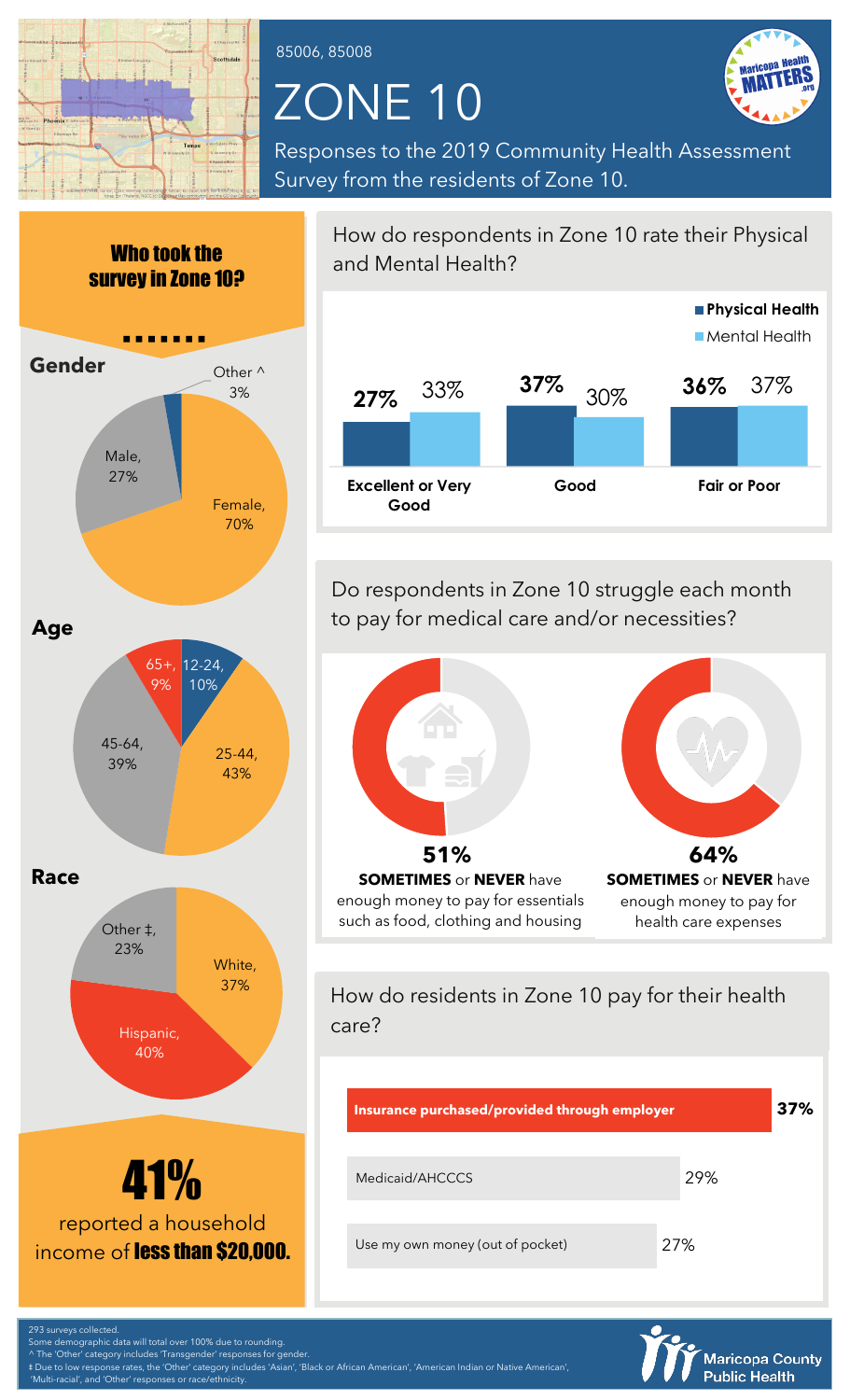85006, 85008

# ZONE 10

Responses to the 2019 Community Health Assessment Survey from the residents of Zone 10.

## Who took the survey in Zone 10?

### Gender

| Gender | % |
|---|---|
| Female | 70% |
| Male | 27% |
| Other ^ | 3% |

### Age

| Age | % |
|---|---|
| 12-24 | 10% |
| 25-44 | 43% |
| 45-64 | 39% |
| 65+ | 9% |

### Race

| Race | % |
|---|---|
| White | 37% |
| Hispanic | 40% |
| Other ‡ | 23% |

**41%** reported a household income of **less than $20,000.**

## How do respondents in Zone 10 rate their Physical and Mental Health?

| | Physical Health | Mental Health |
|---|---|---|
| Excellent or Very Good | 27% | 33% |
| Good | 37% | 30% |
| Fair or Poor | 36% | 37% |

## Do respondents in Zone 10 struggle each month to pay for medical care and/or necessities?

**51%** **SOMETIMES** or **NEVER** have enough money to pay for essentials such as food, clothing and housing

**64%** **SOMETIMES** or **NEVER** have enough money to pay for health care expenses

## How do residents in Zone 10 pay for their health care?

| Payment method | % |
|---|---|
| **Insurance purchased/provided through employer** | **37%** |
| Medicaid/AHCCCS | 29% |
| Use my own money (out of pocket) | 27% |

293 surveys collected.
Some demographic data will total over 100% due to rounding.
^ The 'Other' category includes 'Transgender' responses for gender.
‡ Due to low response rates, the 'Other' category includes 'Asian', 'Black or African American', 'American Indian or Native American', 'Multi-racial', and 'Other' responses or race/ethnicity.

Maricopa County Public Health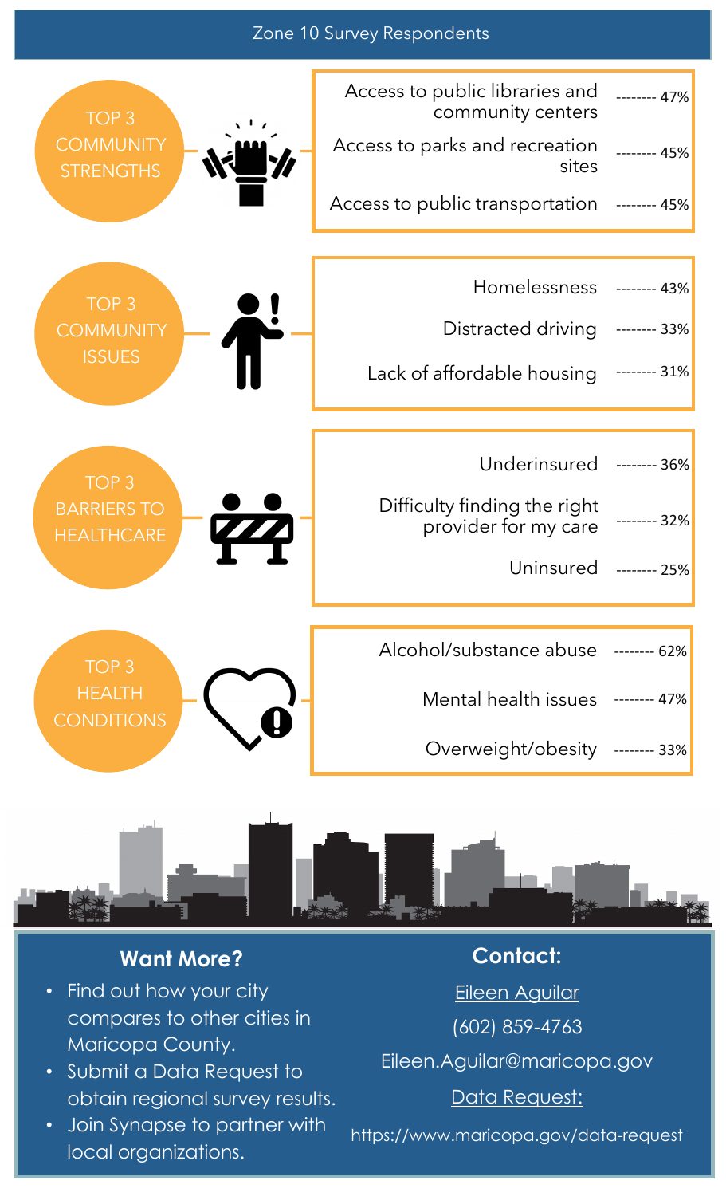## Zone 10 Survey Respondents

### TOP 3 COMMUNITY STRENGTHS

- Access to public libraries and community centers -------- 47%
- Access to parks and recreation sites -------- 45%
- Access to public transportation -------- 45%

### TOP 3 COMMUNITY ISSUES

- Homelessness -------- 43%
- Distracted driving -------- 33%
- Lack of affordable housing -------- 31%

### TOP 3 BARRIERS TO HEALTHCARE

- Underinsured -------- 36%
- Difficulty finding the right provider for my care -------- 32%
- Uninsured -------- 25%

### TOP 3 HEALTH CONDITIONS

- Alcohol/substance abuse -------- 62%
- Mental health issues -------- 47%
- Overweight/obesity -------- 33%

### Want More?

- Find out how your city compares to other cities in Maricopa County.
- Submit a Data Request to obtain regional survey results.
- Join Synapse to partner with local organizations.

### Contact:

Eileen Aguilar

(602) 859-4763

Eileen.Aguilar@maricopa.gov

Data Request:

https://www.maricopa.gov/data-request